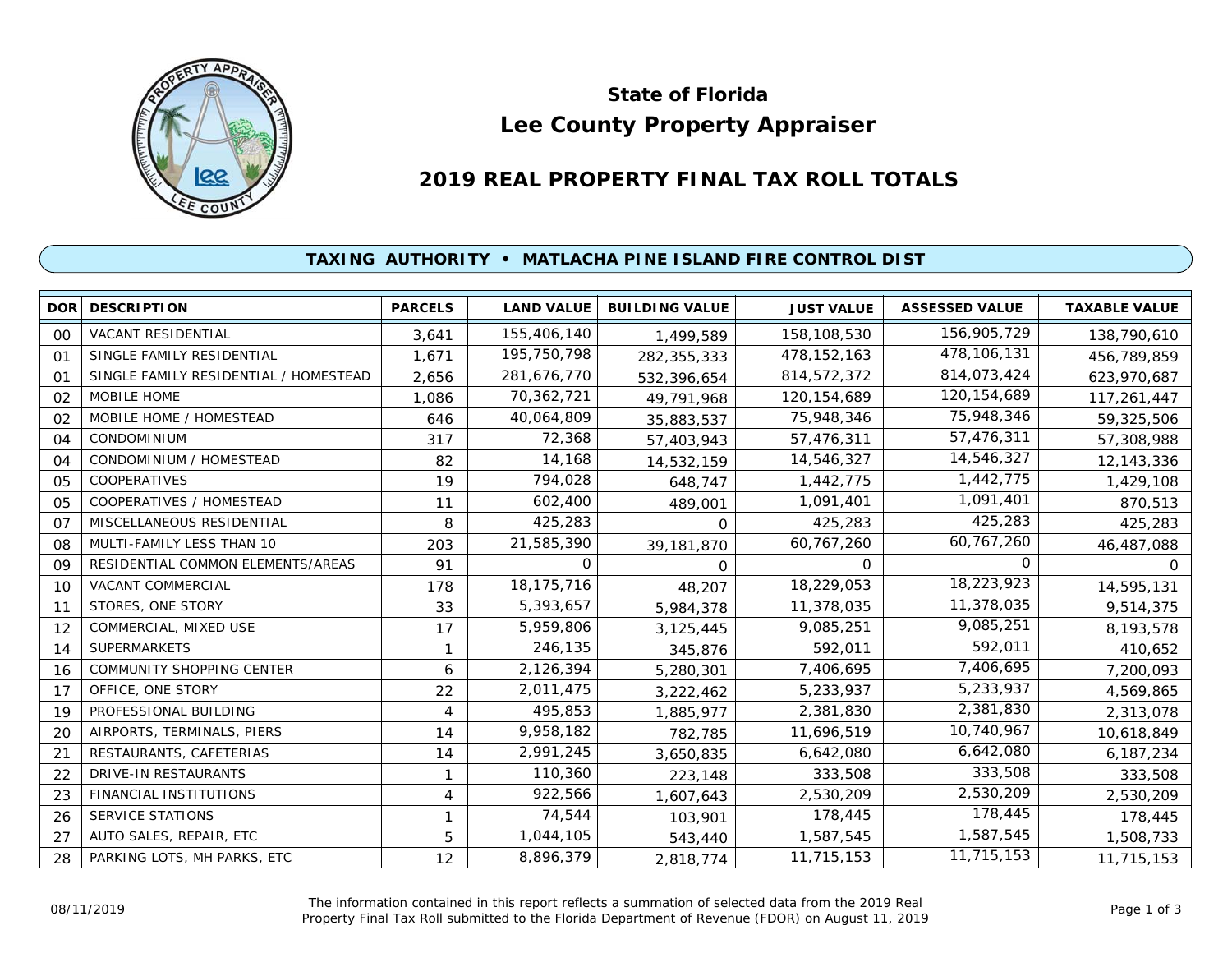## State of Florida

# Lee County Property Appraiser

## 2019 REAL PROPERTY FINAL TAX ROLL TOTALS

### TAXING AUTHORITY • MATLACHA PINE ISLAND FIRE CONTROL DIST

| DOR | DESCRIPTION | PARCELS | LAND VALUE | BUILDING VALUE | JUST VALUE | ASSESSED VALUE | TAXABLE VALUE |
|---|---|---|---|---|---|---|---|
| 00 | VACANT RESIDENTIAL | 3,641 | 155,406,140 | 1,499,589 | 158,108,530 | 156,905,729 | 138,790,610 |
| 01 | SINGLE FAMILY RESIDENTIAL | 1,671 | 195,750,798 | 282,355,333 | 478,152,163 | 478,106,131 | 456,789,859 |
| 01 | SINGLE FAMILY RESIDENTIAL / HOMESTEAD | 2,656 | 281,676,770 | 532,396,654 | 814,572,372 | 814,073,424 | 623,970,687 |
| 02 | MOBILE HOME | 1,086 | 70,362,721 | 49,791,968 | 120,154,689 | 120,154,689 | 117,261,447 |
| 02 | MOBILE HOME / HOMESTEAD | 646 | 40,064,809 | 35,883,537 | 75,948,346 | 75,948,346 | 59,325,506 |
| 04 | CONDOMINIUM | 317 | 72,368 | 57,403,943 | 57,476,311 | 57,476,311 | 57,308,988 |
| 04 | CONDOMINIUM / HOMESTEAD | 82 | 14,168 | 14,532,159 | 14,546,327 | 14,546,327 | 12,143,336 |
| 05 | COOPERATIVES | 19 | 794,028 | 648,747 | 1,442,775 | 1,442,775 | 1,429,108 |
| 05 | COOPERATIVES / HOMESTEAD | 11 | 602,400 | 489,001 | 1,091,401 | 1,091,401 | 870,513 |
| 07 | MISCELLANEOUS RESIDENTIAL | 8 | 425,283 | 0 | 425,283 | 425,283 | 425,283 |
| 08 | MULTI-FAMILY LESS THAN 10 | 203 | 21,585,390 | 39,181,870 | 60,767,260 | 60,767,260 | 46,487,088 |
| 09 | RESIDENTIAL COMMON ELEMENTS/AREAS | 91 | 0 | 0 | 0 | 0 | 0 |
| 10 | VACANT COMMERCIAL | 178 | 18,175,716 | 48,207 | 18,229,053 | 18,223,923 | 14,595,131 |
| 11 | STORES, ONE STORY | 33 | 5,393,657 | 5,984,378 | 11,378,035 | 11,378,035 | 9,514,375 |
| 12 | COMMERCIAL, MIXED USE | 17 | 5,959,806 | 3,125,445 | 9,085,251 | 9,085,251 | 8,193,578 |
| 14 | SUPERMARKETS | 1 | 246,135 | 345,876 | 592,011 | 592,011 | 410,652 |
| 16 | COMMUNITY SHOPPING CENTER | 6 | 2,126,394 | 5,280,301 | 7,406,695 | 7,406,695 | 7,200,093 |
| 17 | OFFICE, ONE STORY | 22 | 2,011,475 | 3,222,462 | 5,233,937 | 5,233,937 | 4,569,865 |
| 19 | PROFESSIONAL BUILDING | 4 | 495,853 | 1,885,977 | 2,381,830 | 2,381,830 | 2,313,078 |
| 20 | AIRPORTS, TERMINALS, PIERS | 14 | 9,958,182 | 782,785 | 11,696,519 | 10,740,967 | 10,618,849 |
| 21 | RESTAURANTS, CAFETERIAS | 14 | 2,991,245 | 3,650,835 | 6,642,080 | 6,642,080 | 6,187,234 |
| 22 | DRIVE-IN RESTAURANTS | 1 | 110,360 | 223,148 | 333,508 | 333,508 | 333,508 |
| 23 | FINANCIAL INSTITUTIONS | 4 | 922,566 | 1,607,643 | 2,530,209 | 2,530,209 | 2,530,209 |
| 26 | SERVICE STATIONS | 1 | 74,544 | 103,901 | 178,445 | 178,445 | 178,445 |
| 27 | AUTO SALES, REPAIR, ETC | 5 | 1,044,105 | 543,440 | 1,587,545 | 1,587,545 | 1,508,733 |
| 28 | PARKING LOTS, MH PARKS, ETC | 12 | 8,896,379 | 2,818,774 | 11,715,153 | 11,715,153 | 11,715,153 |

08/11/2019

The information contained in this report reflects a summation of selected data from the 2019 Real Property Final Tax Roll submitted to the Florida Department of Revenue (FDOR) on August 11, 2019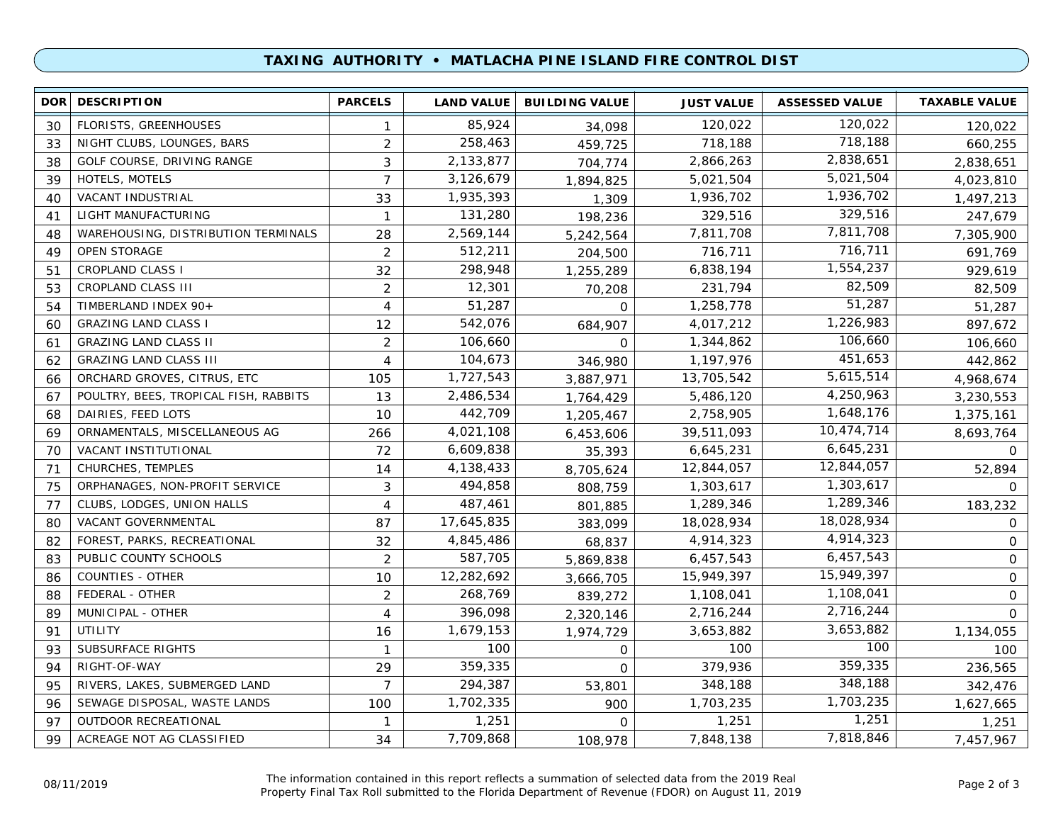## TAXING AUTHORITY • MATLACHA PINE ISLAND FIRE CONTROL DIST

| DOR | DESCRIPTION | PARCELS | LAND VALUE | BUILDING VALUE | JUST VALUE | ASSESSED VALUE | TAXABLE VALUE |
|---|---|---|---|---|---|---|---|
| 30 | FLORISTS, GREENHOUSES | 1 | 85,924 | 34,098 | 120,022 | 120,022 | 120,022 |
| 33 | NIGHT CLUBS, LOUNGES, BARS | 2 | 258,463 | 459,725 | 718,188 | 718,188 | 660,255 |
| 38 | GOLF COURSE, DRIVING RANGE | 3 | 2,133,877 | 704,774 | 2,866,263 | 2,838,651 | 2,838,651 |
| 39 | HOTELS, MOTELS | 7 | 3,126,679 | 1,894,825 | 5,021,504 | 5,021,504 | 4,023,810 |
| 40 | VACANT INDUSTRIAL | 33 | 1,935,393 | 1,309 | 1,936,702 | 1,936,702 | 1,497,213 |
| 41 | LIGHT MANUFACTURING | 1 | 131,280 | 198,236 | 329,516 | 329,516 | 247,679 |
| 48 | WAREHOUSING, DISTRIBUTION TERMINALS | 28 | 2,569,144 | 5,242,564 | 7,811,708 | 7,811,708 | 7,305,900 |
| 49 | OPEN STORAGE | 2 | 512,211 | 204,500 | 716,711 | 716,711 | 691,769 |
| 51 | CROPLAND CLASS I | 32 | 298,948 | 1,255,289 | 6,838,194 | 1,554,237 | 929,619 |
| 53 | CROPLAND CLASS III | 2 | 12,301 | 70,208 | 231,794 | 82,509 | 82,509 |
| 54 | TIMBERLAND INDEX 90+ | 4 | 51,287 | 0 | 1,258,778 | 51,287 | 51,287 |
| 60 | GRAZING LAND CLASS I | 12 | 542,076 | 684,907 | 4,017,212 | 1,226,983 | 897,672 |
| 61 | GRAZING LAND CLASS II | 2 | 106,660 | 0 | 1,344,862 | 106,660 | 106,660 |
| 62 | GRAZING LAND CLASS III | 4 | 104,673 | 346,980 | 1,197,976 | 451,653 | 442,862 |
| 66 | ORCHARD GROVES, CITRUS, ETC | 105 | 1,727,543 | 3,887,971 | 13,705,542 | 5,615,514 | 4,968,674 |
| 67 | POULTRY, BEES, TROPICAL FISH, RABBITS | 13 | 2,486,534 | 1,764,429 | 5,486,120 | 4,250,963 | 3,230,553 |
| 68 | DAIRIES, FEED LOTS | 10 | 442,709 | 1,205,467 | 2,758,905 | 1,648,176 | 1,375,161 |
| 69 | ORNAMENTALS, MISCELLANEOUS AG | 266 | 4,021,108 | 6,453,606 | 39,511,093 | 10,474,714 | 8,693,764 |
| 70 | VACANT INSTITUTIONAL | 72 | 6,609,838 | 35,393 | 6,645,231 | 6,645,231 | 0 |
| 71 | CHURCHES, TEMPLES | 14 | 4,138,433 | 8,705,624 | 12,844,057 | 12,844,057 | 52,894 |
| 75 | ORPHANAGES, NON-PROFIT SERVICE | 3 | 494,858 | 808,759 | 1,303,617 | 1,303,617 | 0 |
| 77 | CLUBS, LODGES, UNION HALLS | 4 | 487,461 | 801,885 | 1,289,346 | 1,289,346 | 183,232 |
| 80 | VACANT GOVERNMENTAL | 87 | 17,645,835 | 383,099 | 18,028,934 | 18,028,934 | 0 |
| 82 | FOREST, PARKS, RECREATIONAL | 32 | 4,845,486 | 68,837 | 4,914,323 | 4,914,323 | 0 |
| 83 | PUBLIC COUNTY SCHOOLS | 2 | 587,705 | 5,869,838 | 6,457,543 | 6,457,543 | 0 |
| 86 | COUNTIES - OTHER | 10 | 12,282,692 | 3,666,705 | 15,949,397 | 15,949,397 | 0 |
| 88 | FEDERAL - OTHER | 2 | 268,769 | 839,272 | 1,108,041 | 1,108,041 | 0 |
| 89 | MUNICIPAL - OTHER | 4 | 396,098 | 2,320,146 | 2,716,244 | 2,716,244 | 0 |
| 91 | UTILITY | 16 | 1,679,153 | 1,974,729 | 3,653,882 | 3,653,882 | 1,134,055 |
| 93 | SUBSURFACE RIGHTS | 1 | 100 | 0 | 100 | 100 | 100 |
| 94 | RIGHT-OF-WAY | 29 | 359,335 | 0 | 379,936 | 359,335 | 236,565 |
| 95 | RIVERS, LAKES, SUBMERGED LAND | 7 | 294,387 | 53,801 | 348,188 | 348,188 | 342,476 |
| 96 | SEWAGE DISPOSAL, WASTE LANDS | 100 | 1,702,335 | 900 | 1,703,235 | 1,703,235 | 1,627,665 |
| 97 | OUTDOOR RECREATIONAL | 1 | 1,251 | 0 | 1,251 | 1,251 | 1,251 |
| 99 | ACREAGE NOT AG CLASSIFIED | 34 | 7,709,868 | 108,978 | 7,848,138 | 7,818,846 | 7,457,967 |

08/11/2019

The information contained in this report reflects a summation of selected data from the 2019 Real Property Final Tax Roll submitted to the Florida Department of Revenue (FDOR) on August 11, 2019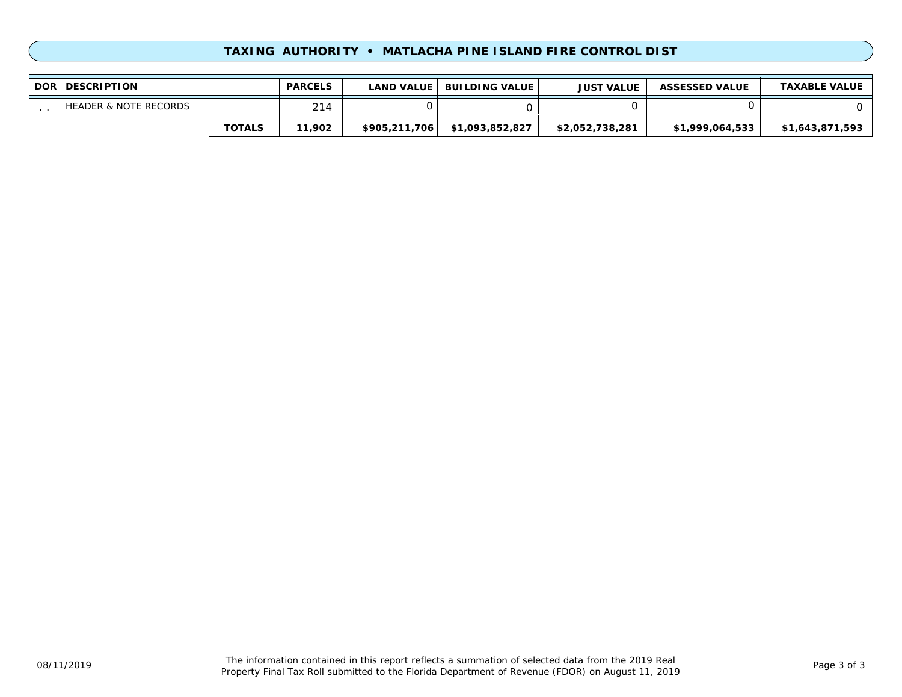## TAXING AUTHORITY • MATLACHA PINE ISLAND FIRE CONTROL DIST

| DOR | DESCRIPTION | | PARCELS | LAND VALUE | BUILDING VALUE | JUST VALUE | ASSESSED VALUE | TAXABLE VALUE |
|---|---|---|---|---|---|---|---|---|
| . . | HEADER & NOTE RECORDS | | 214 | 0 | 0 | 0 | 0 | 0 |
| | | **TOTALS** | **11,902** | **$905,211,706** | **$1,093,852,827** | **$2,052,738,281** | **$1,999,064,533** | **$1,643,871,593** |

08/11/2019

*The information contained in this report reflects a summation of selected data from the 2019 Real Property Final Tax Roll submitted to the Florida Department of Revenue (FDOR) on August 11, 2019*